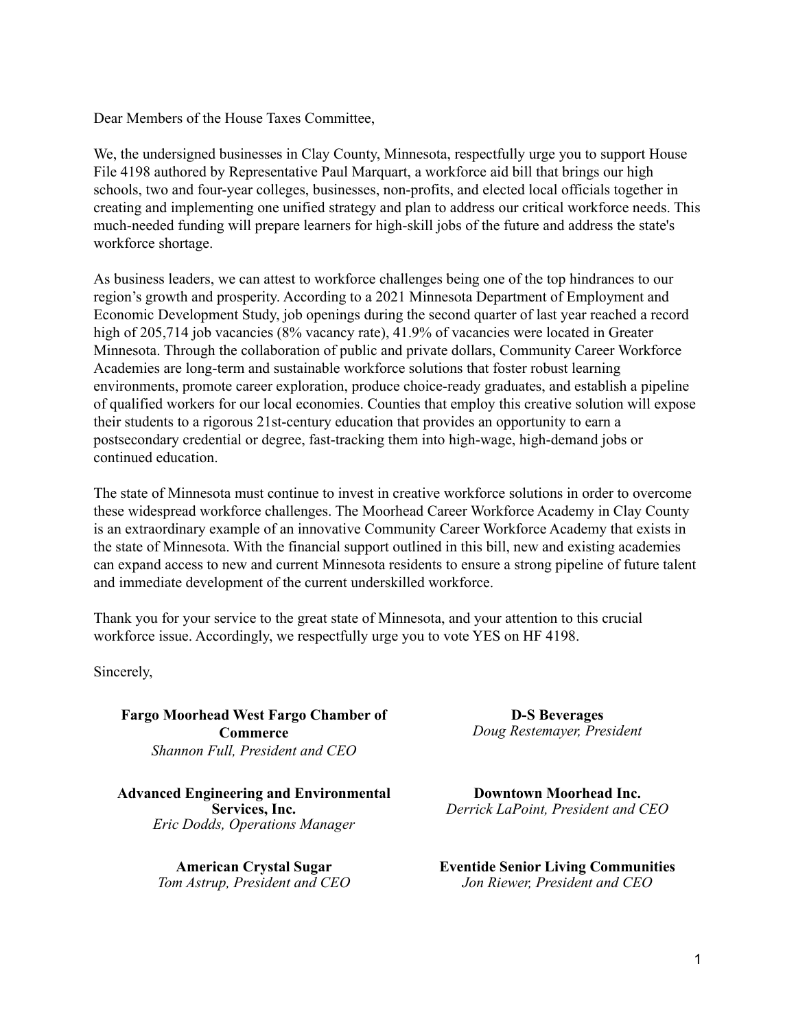Dear Members of the House Taxes Committee,

We, the undersigned businesses in Clay County, Minnesota, respectfully urge you to support House File 4198 authored by Representative Paul Marquart, a workforce aid bill that brings our high schools, two and four-year colleges, businesses, non-profits, and elected local officials together in creating and implementing one unified strategy and plan to address our critical workforce needs. This much-needed funding will prepare learners for high-skill jobs of the future and address the state's workforce shortage.

As business leaders, we can attest to workforce challenges being one of the top hindrances to our region's growth and prosperity. According to a 2021 Minnesota Department of Employment and Economic Development Study, job openings during the second quarter of last year reached a record high of 205,714 job vacancies (8% vacancy rate), 41.9% of vacancies were located in Greater Minnesota. Through the collaboration of public and private dollars, Community Career Workforce Academies are long-term and sustainable workforce solutions that foster robust learning environments, promote career exploration, produce choice-ready graduates, and establish a pipeline of qualified workers for our local economies. Counties that employ this creative solution will expose their students to a rigorous 21st-century education that provides an opportunity to earn a postsecondary credential or degree, fast-tracking them into high-wage, high-demand jobs or continued education.

The state of Minnesota must continue to invest in creative workforce solutions in order to overcome these widespread workforce challenges. The Moorhead Career Workforce Academy in Clay County is an extraordinary example of an innovative Community Career Workforce Academy that exists in the state of Minnesota. With the financial support outlined in this bill, new and existing academies can expand access to new and current Minnesota residents to ensure a strong pipeline of future talent and immediate development of the current underskilled workforce.

Thank you for your service to the great state of Minnesota, and your attention to this crucial workforce issue. Accordingly, we respectfully urge you to vote YES on HF 4198.

Sincerely,

**Fargo Moorhead West Fargo Chamber of Commerce**
*Shannon Full, President and CEO*

**Advanced Engineering and Environmental Services, Inc.**
*Eric Dodds, Operations Manager*

**American Crystal Sugar**
*Tom Astrup, President and CEO*

**D-S Beverages**
*Doug Restemayer, President*

**Downtown Moorhead Inc.**
*Derrick LaPoint, President and CEO*

**Eventide Senior Living Communities**
*Jon Riewer, President and CEO*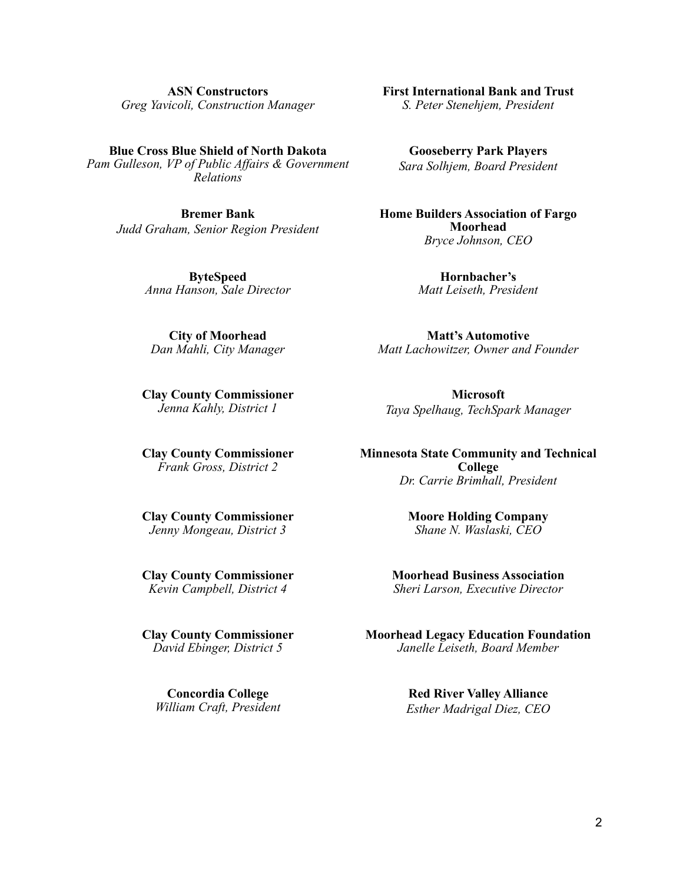**ASN Constructors**
*Greg Yavicoli, Construction Manager*

**Blue Cross Blue Shield of North Dakota**
*Pam Gulleson, VP of Public Affairs & Government Relations*

**Bremer Bank**
*Judd Graham, Senior Region President*

**ByteSpeed**
*Anna Hanson, Sale Director*

**City of Moorhead**
*Dan Mahli, City Manager*

**Clay County Commissioner**
*Jenna Kahly, District 1*

**Clay County Commissioner**
*Frank Gross, District 2*

**Clay County Commissioner**
*Jenny Mongeau, District 3*

**Clay County Commissioner**
*Kevin Campbell, District 4*

**Clay County Commissioner**
*David Ebinger, District 5*

**Concordia College**
*William Craft, President*

**First International Bank and Trust**
*S. Peter Stenehjem, President*

**Gooseberry Park Players**
*Sara Solhjem, Board President*

**Home Builders Association of Fargo Moorhead**
*Bryce Johnson, CEO*

**Hornbacher's**
*Matt Leiseth, President*

**Matt's Automotive**
*Matt Lachowitzer, Owner and Founder*

**Microsoft**
*Taya Spelhaug, TechSpark Manager*

**Minnesota State Community and Technical College**
*Dr. Carrie Brimhall, President*

**Moore Holding Company**
*Shane N. Waslaski, CEO*

**Moorhead Business Association**
*Sheri Larson, Executive Director*

**Moorhead Legacy Education Foundation**
*Janelle Leiseth, Board Member*

**Red River Valley Alliance**
*Esther Madrigal Diez, CEO*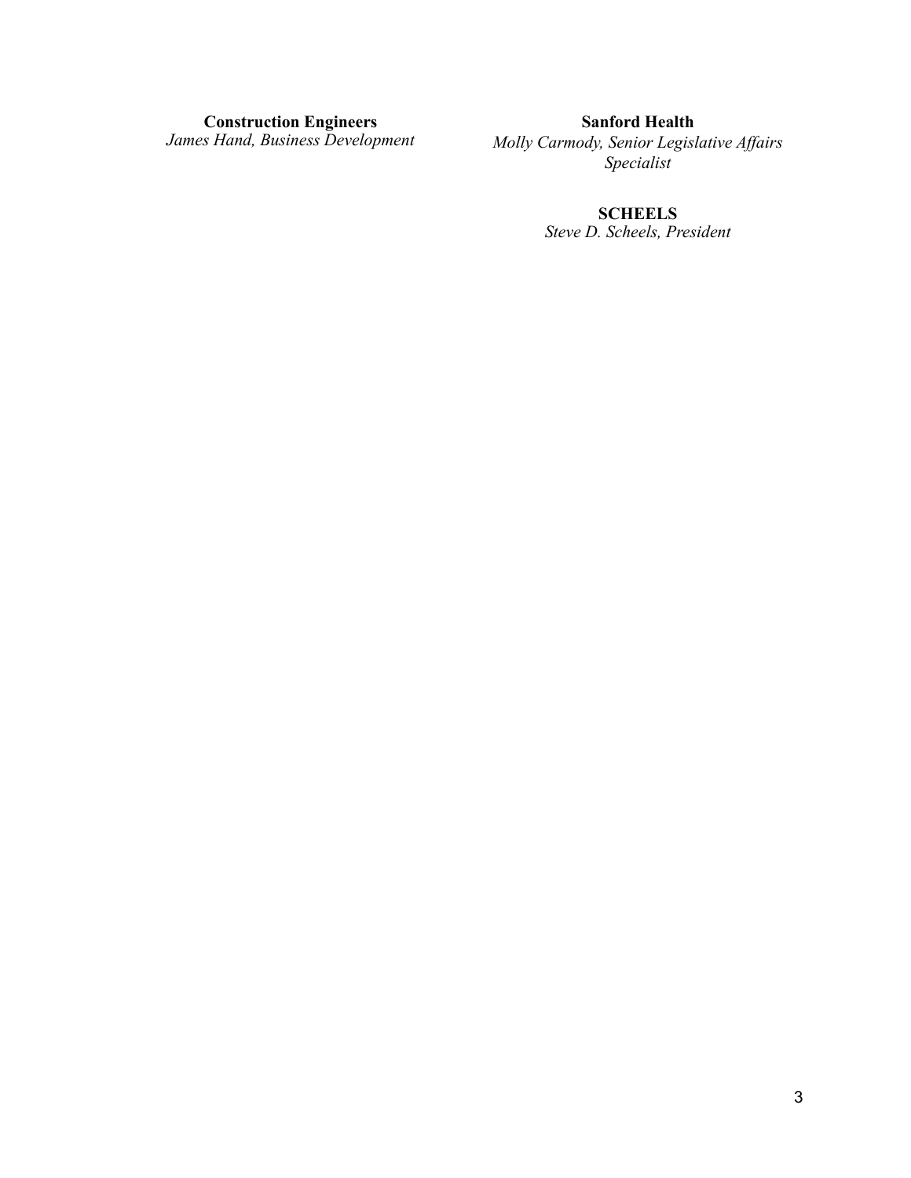**Construction Engineers**
*James Hand, Business Development*

**Sanford Health**
*Molly Carmody, Senior Legislative Affairs Specialist*

**SCHEELS**
*Steve D. Scheels, President*